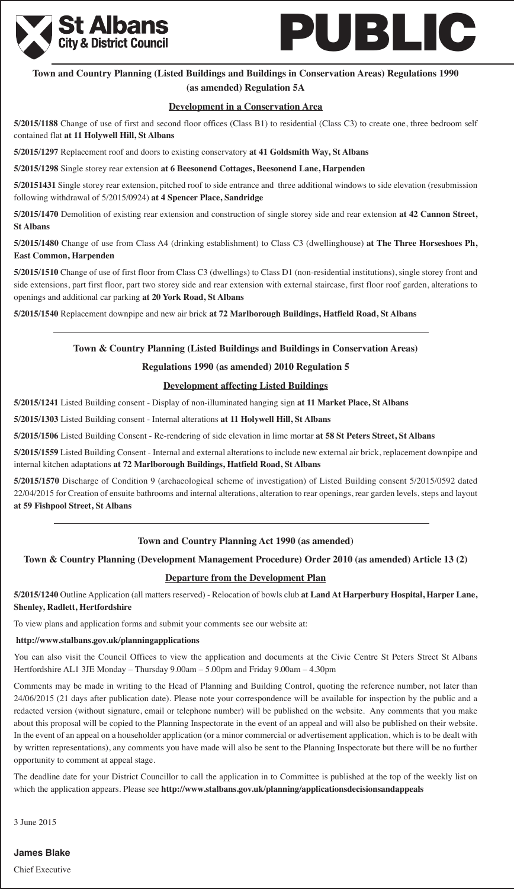St Albans City & District Council

# PUBLIC

**Town and Country Planning (Listed Buildings and Buildings in Conservation Areas) Regulations 1990 (as amended) Regulation 5A**

## Development in a Conservation Area

**5/2015/1188** Change of use of first and second floor offices (Class B1) to residential (Class C3) to create one, three bedroom self contained flat **at 11 Holywell Hill, St Albans**

**5/2015/1297** Replacement roof and doors to existing conservatory **at 41 Goldsmith Way, St Albans**

**5/2015/1298** Single storey rear extension **at 6 Beesonend Cottages, Beesonend Lane, Harpenden**

**5/20151431** Single storey rear extension, pitched roof to side entrance and three additional windows to side elevation (resubmission following withdrawal of 5/2015/0924) **at 4 Spencer Place, Sandridge**

**5/2015/1470** Demolition of existing rear extension and construction of single storey side and rear extension **at 42 Cannon Street, St Albans**

**5/2015/1480** Change of use from Class A4 (drinking establishment) to Class C3 (dwellinghouse) **at The Three Horseshoes Ph, East Common, Harpenden**

**5/2015/1510** Change of use of first floor from Class C3 (dwellings) to Class D1 (non-residential institutions), single storey front and side extensions, part first floor, part two storey side and rear extension with external staircase, first floor roof garden, alterations to openings and additional car parking **at 20 York Road, St Albans**

**5/2015/1540** Replacement downpipe and new air brick **at 72 Marlborough Buildings, Hatfield Road, St Albans**

---

**Town & Country Planning (Listed Buildings and Buildings in Conservation Areas) Regulations 1990 (as amended) 2010 Regulation 5**

## Development affecting Listed Buildings

**5/2015/1241** Listed Building consent - Display of non-illuminated hanging sign **at 11 Market Place, St Albans**

**5/2015/1303** Listed Building consent - Internal alterations **at 11 Holywell Hill, St Albans**

**5/2015/1506** Listed Building Consent - Re-rendering of side elevation in lime mortar **at 58 St Peters Street, St Albans**

**5/2015/1559** Listed Building Consent - Internal and external alterations to include new external air brick, replacement downpipe and internal kitchen adaptations **at 72 Marlborough Buildings, Hatfield Road, St Albans**

**5/2015/1570** Discharge of Condition 9 (archaeological scheme of investigation) of Listed Building consent 5/2015/0592 dated 22/04/2015 for Creation of ensuite bathrooms and internal alterations, alteration to rear openings, rear garden levels, steps and layout **at 59 Fishpool Street, St Albans**

---

**Town and Country Planning Act 1990 (as amended)**

**Town & Country Planning (Development Management Procedure) Order 2010 (as amended) Article 13 (2)**

## Departure from the Development Plan

**5/2015/1240** Outline Application (all matters reserved) - Relocation of bowls club **at Land At Harperbury Hospital, Harper Lane, Shenley, Radlett, Hertfordshire**

To view plans and application forms and submit your comments see our website at:

**http://www.stalbans.gov.uk/planningapplications**

You can also visit the Council Offices to view the application and documents at the Civic Centre St Peters Street St Albans Hertfordshire AL1 3JE Monday – Thursday 9.00am – 5.00pm and Friday 9.00am – 4.30pm

Comments may be made in writing to the Head of Planning and Building Control, quoting the reference number, not later than 24/06/2015 (21 days after publication date). Please note your correspondence will be available for inspection by the public and a redacted version (without signature, email or telephone number) will be published on the website. Any comments that you make about this proposal will be copied to the Planning Inspectorate in the event of an appeal and will also be published on their website. In the event of an appeal on a householder application (or a minor commercial or advertisement application, which is to be dealt with by written representations), any comments you have made will also be sent to the Planning Inspectorate but there will be no further opportunity to comment at appeal stage.

The deadline date for your District Councillor to call the application in to Committee is published at the top of the weekly list on which the application appears. Please see **http://www.stalbans.gov.uk/planning/applicationsdecisionsandappeals**

3 June 2015

**James Blake**

Chief Executive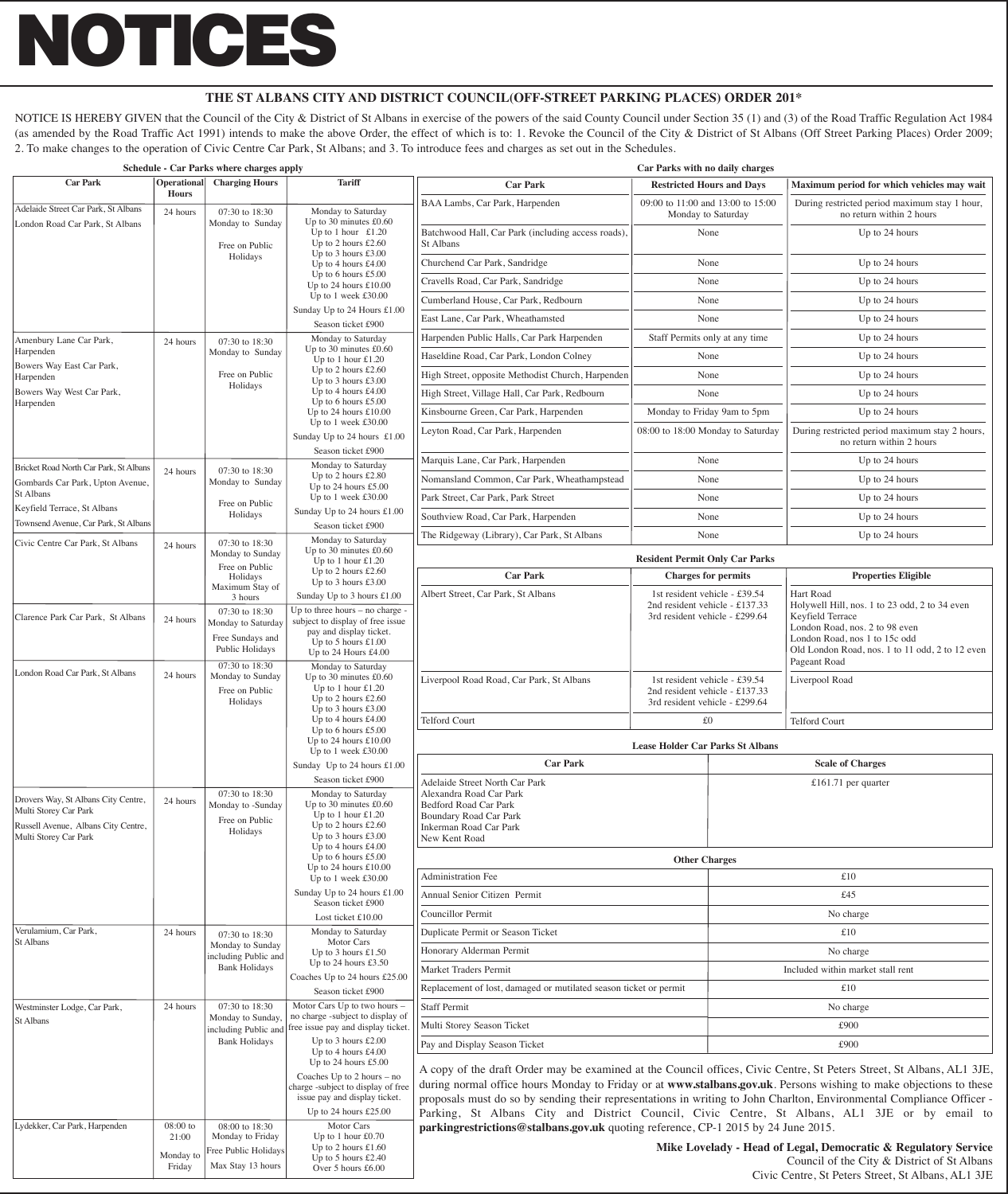# NOTICES

## THE ST ALBANS CITY AND DISTRICT COUNCIL(OFF-STREET PARKING PLACES) ORDER 201*

NOTICE IS HEREBY GIVEN that the Council of the City & District of St Albans in exercise of the powers of the said County Council under Section 35 (1) and (3) of the Road Traffic Regulation Act 1984 (as amended by the Road Traffic Act 1991) intends to make the above Order, the effect of which is to: 1. Revoke the Council of the City & District of St Albans (Off Street Parking Places) Order 2009; 2. To make changes to the operation of Civic Centre Car Park, St Albans; and 3. To introduce fees and charges as set out in the Schedules.

**Schedule - Car Parks where charges apply**

| Car Park | Operational Hours | Charging Hours | Tariff |
|---|---|---|---|
| Adelaide Street Car Park, St Albans<br>London Road Car Park, St Albans | 24 hours | 07:30 to 18:30 Monday to Sunday<br>Free on Public Holidays | Monday to Saturday<br>Up to 30 minutes £0.60<br>Up to 1 hour £1.20<br>Up to 2 hours £2.60<br>Up to 3 hours £3.00<br>Up to 4 hours £4.00<br>Up to 6 hours £5.00<br>Up to 24 hours £10.00<br>Up to 1 week £30.00<br>Sunday Up to 24 Hours £1.00<br>Season ticket £900 |
| Amenbury Lane Car Park, Harpenden<br>Bowers Way East Car Park, Harpenden<br>Bowers Way West Car Park, Harpenden | 24 hours | 07:30 to 18:30 Monday to Sunday<br>Free on Public Holidays | Monday to Saturday<br>Up to 30 minutes £0.60<br>Up to 1 hour £1.20<br>Up to 2 hours £2.60<br>Up to 3 hours £3.00<br>Up to 4 hours £4.00<br>Up to 6 hours £5.00<br>Up to 24 hours £10.00<br>Up to 1 week £30.00<br>Sunday Up to 24 hours £1.00<br>Season ticket £900 |
| Bricket Road North Car Park, St Albans<br>Gombards Car Park, Upton Avenue, St Albans<br>Keyfield Terrace, St Albans<br>Townsend Avenue, Car Park, St Albans | 24 hours | 07:30 to 18:30 Monday to Sunday<br>Free on Public Holidays | Monday to Saturday<br>Up to 2 hours £2.80<br>Up to 24 hours £5.00<br>Up to 1 week £30.00<br>Sunday Up to 24 hours £1.00<br>Season ticket £900 |
| Civic Centre Car Park, St Albans | 24 hours | 07:30 to 18:30 Monday to Sunday<br>Free on Public Holidays<br>Maximum Stay of 3 hours | Monday to Saturday<br>Up to 30 minutes £0.60<br>Up to 1 hour £1.20<br>Up to 2 hours £2.60<br>Up to 3 hours £3.00<br>Sunday Up to 3 hours £1.00 |
| Clarence Park Car Park, St Albans | 24 hours | 07:30 to 18:30 Monday to Saturday<br>Free Sundays and Public Holidays | Up to three hours – no charge - subject to display of free issue pay and display ticket.<br>Up to 5 hours £1.00<br>Up to 24 Hours £4.00 |
| London Road Car Park, St Albans | 24 hours | 07:30 to 18:30 Monday to Sunday<br>Free on Public Holidays | Monday to Saturday<br>Up to 30 minutes £0.60<br>Up to 1 hour £1.20<br>Up to 2 hours £2.60<br>Up to 3 hours £3.00<br>Up to 4 hours £4.00<br>Up to 6 hours £5.00<br>Up to 24 hours £10.00<br>Up to 1 week £30.00<br>Sunday Up to 24 hours £1.00<br>Season ticket £900 |
| Drovers Way, St Albans City Centre, Multi Storey Car Park<br>Russell Avenue, Albans City Centre, Multi Storey Car Park | 24 hours | 07:30 to 18:30 Monday to -Sunday<br>Free on Public Holidays | Monday to Saturday<br>Up to 30 minutes £0.60<br>Up to 1 hour £1.20<br>Up to 2 hours £2.60<br>Up to 3 hours £3.00<br>Up to 4 hours £4.00<br>Up to 6 hours £5.00<br>Up to 24 hours £10.00<br>Up to 1 week £30.00<br>Sunday Up to 24 hours £1.00<br>Season ticket £900<br>Lost ticket £10.00 |
| Verulamium, Car Park, St Albans | 24 hours | 07:30 to 18:30 Monday to Sunday including Public and Bank Holidays | Monday to Saturday<br>Motor Cars<br>Up to 3 hours £1.50<br>Up to 24 hours £3.50<br>Coaches Up to 24 hours £25.00<br>Season ticket £900 |
| Westminster Lodge, Car Park, St Albans | 24 hours | 07:30 to 18:30 Monday to Sunday, including Public and Bank Holidays | Motor Cars Up to two hours – no charge -subject to display of free issue pay and display ticket.<br>Up to 3 hours £2.00<br>Up to 4 hours £4.00<br>Up to 24 hours £5.00<br>Coaches Up to 2 hours – no charge -subject to display of free issue pay and display ticket.<br>Up to 24 hours £25.00 |
| Lydekker, Car Park, Harpenden | 08:00 to 21:00<br>Monday to Friday | 08:00 to 18:30 Monday to Friday<br>Free Public Holidays<br>Max Stay 13 hours | Motor Cars<br>Up to 1 hour £0.70<br>Up to 2 hours £1.60<br>Up to 5 hours £2.40<br>Over 5 hours £6.00 |

**Car Parks with no daily charges**

| Car Park | Restricted Hours and Days | Maximum period for which vehicles may wait |
|---|---|---|
| BAA Lambs, Car Park, Harpenden | 09:00 to 11:00 and 13:00 to 15:00 Monday to Saturday | During restricted period maximum stay 1 hour, no return within 2 hours |
| Batchwood Hall, Car Park (including access roads), St Albans | None | Up to 24 hours |
| Churchend Car Park, Sandridge | None | Up to 24 hours |
| Cravells Road, Car Park, Sandridge | None | Up to 24 hours |
| Cumberland House, Car Park, Redbourn | None | Up to 24 hours |
| East Lane, Car Park, Wheathamsted | None | Up to 24 hours |
| Harpenden Public Halls, Car Park Harpenden | Staff Permits only at any time | Up to 24 hours |
| Haseldine Road, Car Park, London Colney | None | Up to 24 hours |
| High Street, opposite Methodist Church, Harpenden | None | Up to 24 hours |
| High Street, Village Hall, Car Park, Redbourn | None | Up to 24 hours |
| Kinsbourne Green, Car Park, Harpenden | Monday to Friday 9am to 5pm | Up to 24 hours |
| Leyton Road, Car Park, Harpenden | 08:00 to 18:00 Monday to Saturday | During restricted period maximum stay 2 hours, no return within 2 hours |
| Marquis Lane, Car Park, Harpenden | None | Up to 24 hours |
| Nomansland Common, Car Park, Wheathampstead | None | Up to 24 hours |
| Park Street, Car Park, Park Street | None | Up to 24 hours |
| Southview Road, Car Park, Harpenden | None | Up to 24 hours |
| The Ridgeway (Library), Car Park, St Albans | None | Up to 24 hours |

**Resident Permit Only Car Parks**

| Car Park | Charges for permits | Properties Eligible |
|---|---|---|
| Albert Street, Car Park, St Albans | 1st resident vehicle - £39.54<br>2nd resident vehicle - £137.33<br>3rd resident vehicle - £299.64 | Hart Road<br>Holywell Hill, nos. 1 to 23 odd, 2 to 34 even<br>Keyfield Terrace<br>London Road, nos. 2 to 98 even<br>London Road, nos 1 to 15c odd<br>Old London Road, nos. 1 to 11 odd, 2 to 12 even<br>Pageant Road |
| Liverpool Road Road, Car Park, St Albans | 1st resident vehicle - £39.54<br>2nd resident vehicle - £137.33<br>3rd resident vehicle - £299.64 | Liverpool Road |
| Telford Court | £0 | Telford Court |

**Lease Holder Car Parks St Albans**

| Car Park | Scale of Charges |
|---|---|
| Adelaide Street North Car Park<br>Alexandra Road Car Park<br>Bedford Road Car Park<br>Boundary Road Car Park<br>Inkerman Road Car Park<br>New Kent Road | £161.71 per quarter |

**Other Charges**

| | |
|---|---|
| Administration Fee | £10 |
| Annual Senior Citizen Permit | £45 |
| Councillor Permit | No charge |
| Duplicate Permit or Season Ticket | £10 |
| Honorary Alderman Permit | No charge |
| Market Traders Permit | Included within market stall rent |
| Replacement of lost, damaged or mutilated season ticket or permit | £10 |
| Staff Permit | No charge |
| Multi Storey Season Ticket | £900 |
| Pay and Display Season Ticket | £900 |

A copy of the draft Order may be examined at the Council offices, Civic Centre, St Peters Street, St Albans, AL1 3JE, during normal office hours Monday to Friday or at **www.stalbans.gov.uk**. Persons wishing to make objections to these proposals must do so by sending their representations in writing to John Charlton, Environmental Compliance Officer - Parking, St Albans City and District Council, Civic Centre, St Albans, AL1 3JE or by email to **parkingrestrictions@stalbans.gov.uk** quoting reference, CP-1 2015 by 24 June 2015.

**Mike Lovelady - Head of Legal, Democratic & Regulatory Service**
Council of the City & District of St Albans
Civic Centre, St Peters Street, St Albans, AL1 3JE